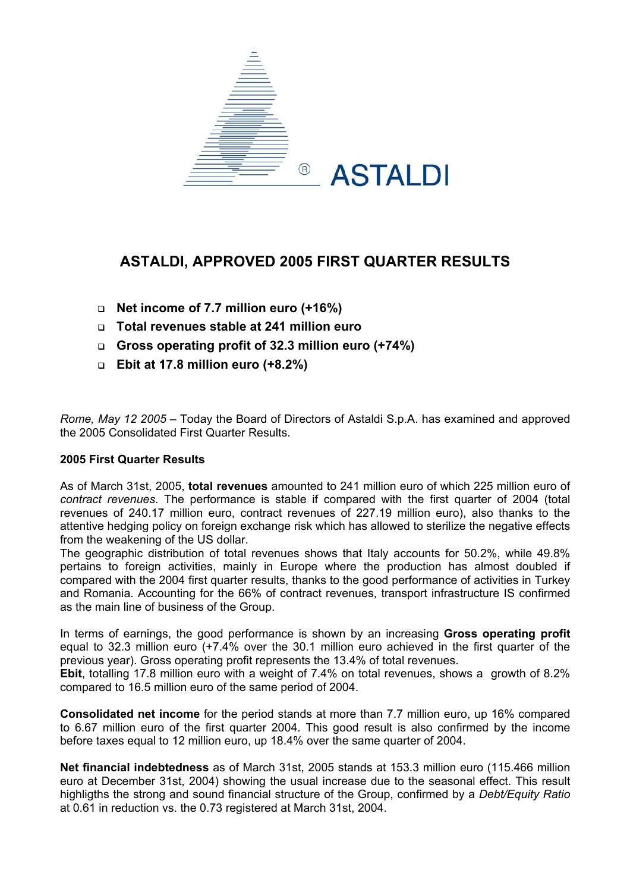ASTALDI

# ASTALDI, APPROVED 2005 FIRST QUARTER RESULTS

- **Net income of 7.7 million euro (+16%)**
- **Total revenues stable at 241 million euro**
- **Gross operating profit of 32.3 million euro (+74%)**
- **Ebit at 17.8 million euro (+8.2%)**

*Rome, May 12 2005* – Today the Board of Directors of Astaldi S.p.A. has examined and approved the 2005 Consolidated First Quarter Results.

**2005 First Quarter Results**

As of March 31st, 2005, **total revenues** amounted to 241 million euro of which 225 million euro of *contract revenues*. The performance is stable if compared with the first quarter of 2004 (total revenues of 240.17 million euro, contract revenues of 227.19 million euro), also thanks to the attentive hedging policy on foreign exchange risk which has allowed to sterilize the negative effects from the weakening of the US dollar.
The geographic distribution of total revenues shows that Italy accounts for 50.2%, while 49.8% pertains to foreign activities, mainly in Europe where the production has almost doubled if compared with the 2004 first quarter results, thanks to the good performance of activities in Turkey and Romania. Accounting for the 66% of contract revenues, transport infrastructure IS confirmed as the main line of business of the Group.

In terms of earnings, the good performance is shown by an increasing **Gross operating profit** equal to 32.3 million euro (+7.4% over the 30.1 million euro achieved in the first quarter of the previous year). Gross operating profit represents the 13.4% of total revenues.
**Ebit**, totalling 17.8 million euro with a weight of 7.4% on total revenues, shows a growth of 8.2% compared to 16.5 million euro of the same period of 2004.

**Consolidated net income** for the period stands at more than 7.7 million euro, up 16% compared to 6.67 million euro of the first quarter 2004. This good result is also confirmed by the income before taxes equal to 12 million euro, up 18.4% over the same quarter of 2004.

**Net financial indebtedness** as of March 31st, 2005 stands at 153.3 million euro (115.466 million euro at December 31st, 2004) showing the usual increase due to the seasonal effect. This result highligths the strong and sound financial structure of the Group, confirmed by a *Debt/Equity Ratio* at 0.61 in reduction vs. the 0.73 registered at March 31st, 2004.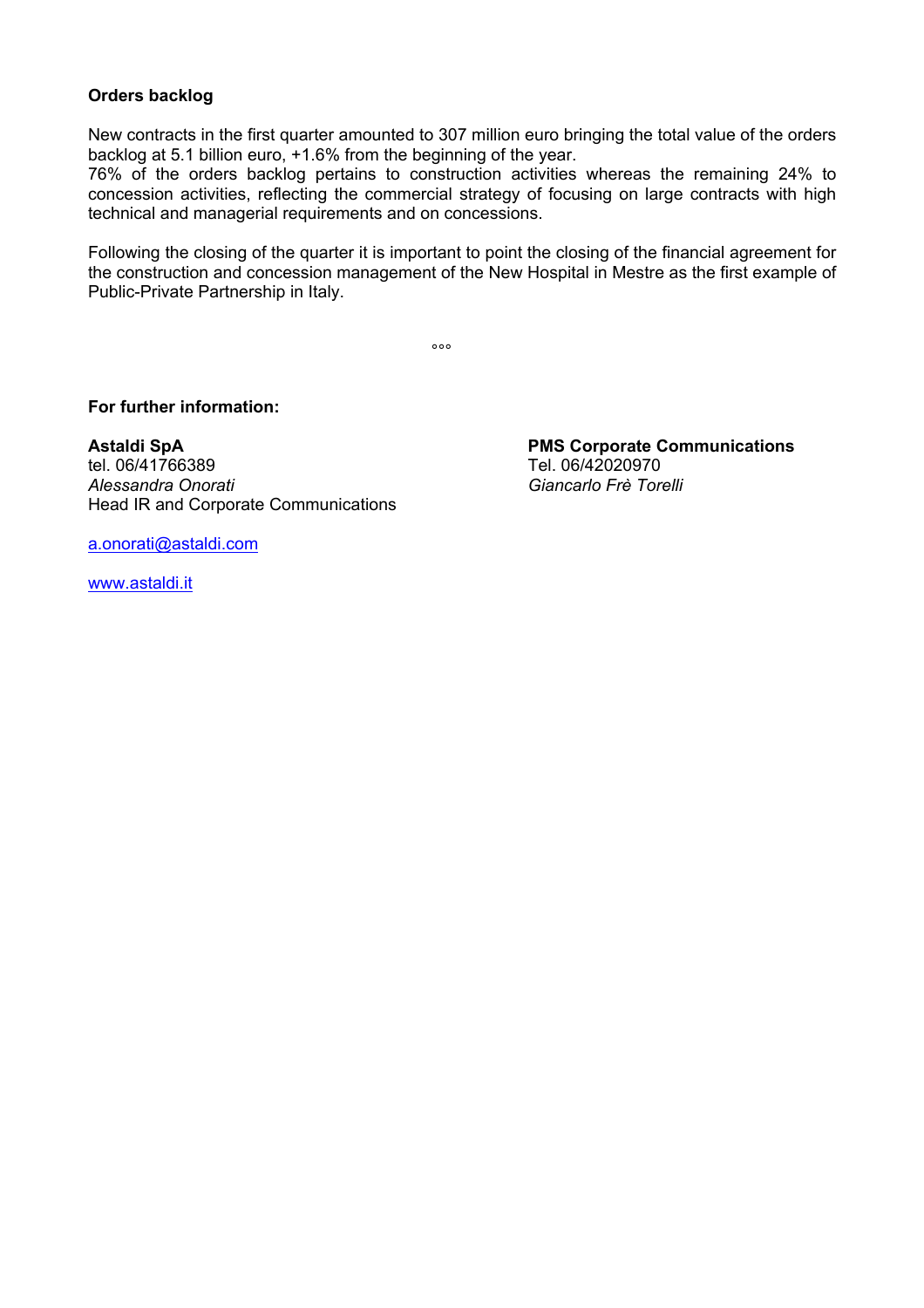**Orders backlog**

New contracts in the first quarter amounted to 307 million euro bringing the total value of the orders backlog at 5.1 billion euro, +1.6% from the beginning of the year.
76% of the orders backlog pertains to construction activities whereas the remaining 24% to concession activities, reflecting the commercial strategy of focusing on large contracts with high technical and managerial requirements and on concessions.

Following the closing of the quarter it is important to point the closing of the financial agreement for the construction and concession management of the New Hospital in Mestre as the first example of Public-Private Partnership in Italy.

°°°

**For further information:**

**Astaldi SpA**
tel. 06/41766389
*Alessandra Onorati*
Head IR and Corporate Communications

a.onorati@astaldi.com

www.astaldi.it

**PMS Corporate Communications**
Tel. 06/42020970
*Giancarlo Frè Torelli*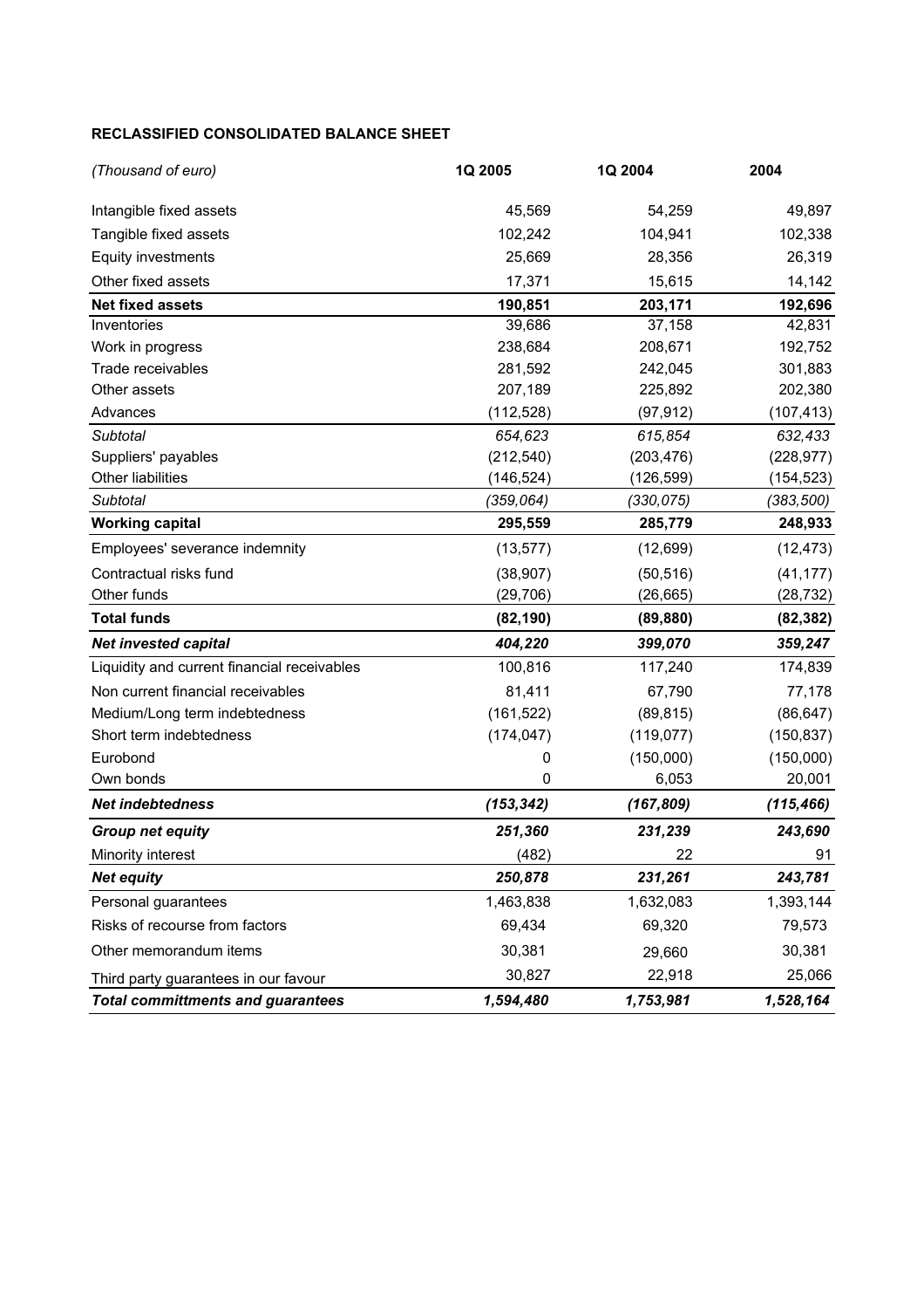**RECLASSIFIED CONSOLIDATED BALANCE SHEET**

| *(Thousand of euro)* | **1Q 2005** | **1Q 2004** | **2004** |
|---|---|---|---|
| Intangible fixed assets | 45,569 | 54,259 | 49,897 |
| Tangible fixed assets | 102,242 | 104,941 | 102,338 |
| Equity investments | 25,669 | 28,356 | 26,319 |
| Other fixed assets | 17,371 | 15,615 | 14,142 |
| **Net fixed assets** | **190,851** | **203,171** | **192,696** |
| Inventories | 39,686 | 37,158 | 42,831 |
| Work in progress | 238,684 | 208,671 | 192,752 |
| Trade receivables | 281,592 | 242,045 | 301,883 |
| Other assets | 207,189 | 225,892 | 202,380 |
| Advances | (112,528) | (97,912) | (107,413) |
| *Subtotal* | *654,623* | *615,854* | *632,433* |
| Suppliers' payables | (212,540) | (203,476) | (228,977) |
| Other liabilities | (146,524) | (126,599) | (154,523) |
| *Subtotal* | *(359,064)* | *(330,075)* | *(383,500)* |
| **Working capital** | **295,559** | **285,779** | **248,933** |
| Employees' severance indemnity | (13,577) | (12,699) | (12,473) |
| Contractual risks fund | (38,907) | (50,516) | (41,177) |
| Other funds | (29,706) | (26,665) | (28,732) |
| **Total funds** | **(82,190)** | **(89,880)** | **(82,382)** |
| ***Net invested capital*** | ***404,220*** | ***399,070*** | ***359,247*** |
| Liquidity and current financial receivables | 100,816 | 117,240 | 174,839 |
| Non current financial receivables | 81,411 | 67,790 | 77,178 |
| Medium/Long term indebtedness | (161,522) | (89,815) | (86,647) |
| Short term indebtedness | (174,047) | (119,077) | (150,837) |
| Eurobond | 0 | (150,000) | (150,000) |
| Own bonds | 0 | 6,053 | 20,001 |
| ***Net indebtedness*** | ***(153,342)*** | ***(167,809)*** | ***(115,466)*** |
| ***Group net equity*** | ***251,360*** | ***231,239*** | ***243,690*** |
| Minority interest | (482) | 22 | 91 |
| ***Net equity*** | ***250,878*** | ***231,261*** | ***243,781*** |
| Personal guarantees | 1,463,838 | 1,632,083 | 1,393,144 |
| Risks of recourse from factors | 69,434 | 69,320 | 79,573 |
| Other memorandum items | 30,381 | 29,660 | 30,381 |
| Third party guarantees in our favour | 30,827 | 22,918 | 25,066 |
| ***Total committments and guarantees*** | ***1,594,480*** | ***1,753,981*** | ***1,528,164*** |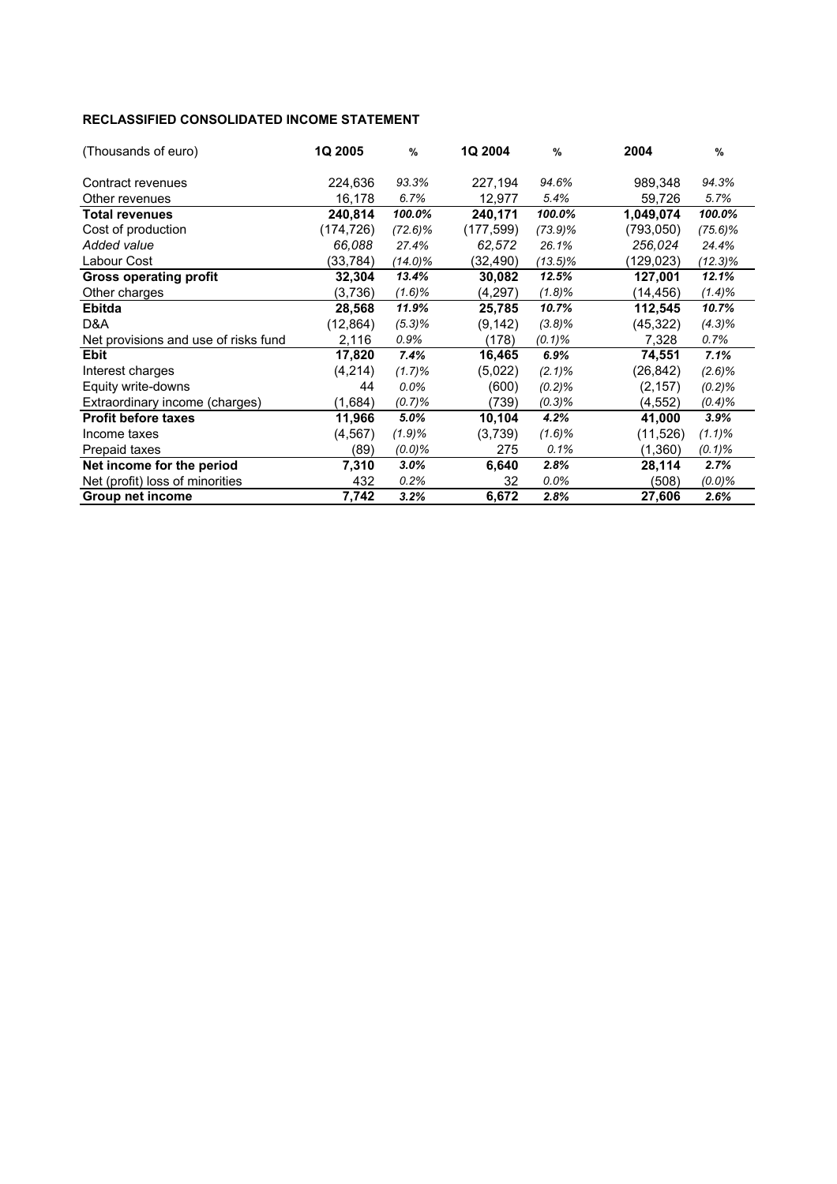**RECLASSIFIED CONSOLIDATED INCOME STATEMENT**

| (Thousands of euro) | 1Q 2005 | % | 1Q 2004 | % | 2004 | % |
|---|---|---|---|---|---|---|
| Contract revenues | 224,636 | *93.3%* | 227,194 | *94.6%* | 989,348 | *94.3%* |
| Other revenues | 16,178 | *6.7%* | 12,977 | *5.4%* | 59,726 | *5.7%* |
| **Total revenues** | **240,814** | ***100.0%*** | **240,171** | ***100.0%*** | **1,049,074** | ***100.0%*** |
| Cost of production | (174,726) | *(72.6)%* | (177,599) | *(73.9)%* | (793,050) | *(75.6)%* |
| *Added value* | *66,088* | *27.4%* | *62,572* | *26.1%* | *256,024* | *24.4%* |
| Labour Cost | (33,784) | *(14.0)%* | (32,490) | *(13.5)%* | (129,023) | *(12.3)%* |
| **Gross operating profit** | **32,304** | ***13.4%*** | **30,082** | ***12.5%*** | **127,001** | ***12.1%*** |
| Other charges | (3,736) | *(1.6)%* | (4,297) | *(1.8)%* | (14,456) | *(1.4)%* |
| **Ebitda** | **28,568** | ***11.9%*** | **25,785** | ***10.7%*** | **112,545** | ***10.7%*** |
| D&A | (12,864) | *(5.3)%* | (9,142) | *(3.8)%* | (45,322) | *(4.3)%* |
| Net provisions and use of risks fund | 2,116 | *0.9%* | (178) | *(0.1)%* | 7,328 | *0.7%* |
| **Ebit** | **17,820** | ***7.4%*** | **16,465** | ***6.9%*** | **74,551** | ***7.1%*** |
| Interest charges | (4,214) | *(1.7)%* | (5,022) | *(2.1)%* | (26,842) | *(2.6)%* |
| Equity write-downs | 44 | *0.0%* | (600) | *(0.2)%* | (2,157) | *(0.2)%* |
| Extraordinary income (charges) | (1,684) | *(0.7)%* | (739) | *(0.3)%* | (4,552) | *(0.4)%* |
| **Profit before taxes** | **11,966** | ***5.0%*** | **10,104** | ***4.2%*** | **41,000** | ***3.9%*** |
| Income taxes | (4,567) | *(1.9)%* | (3,739) | *(1.6)%* | (11,526) | *(1.1)%* |
| Prepaid taxes | (89) | *(0.0)%* | 275 | *0.1%* | (1,360) | *(0.1)%* |
| **Net income for the period** | **7,310** | ***3.0%*** | **6,640** | ***2.8%*** | **28,114** | ***2.7%*** |
| Net (profit) loss of minorities | 432 | *0.2%* | 32 | *0.0%* | (508) | *(0.0)%* |
| **Group net income** | **7,742** | ***3.2%*** | **6,672** | ***2.8%*** | **27,606** | ***2.6%*** |